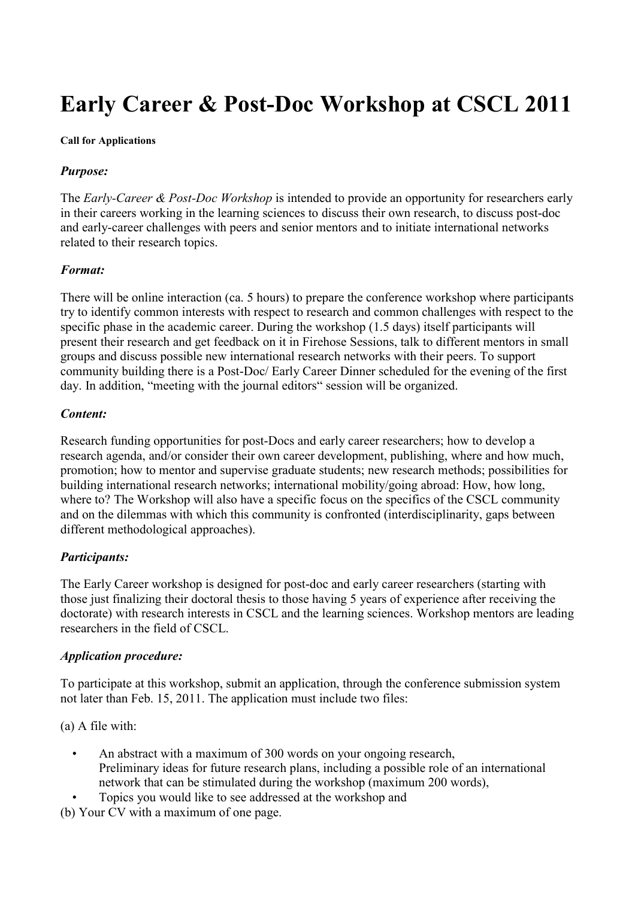# Early Career & Post-Doc Workshop at CSCL 2011

**Call for Applications**

### *Purpose:*

The *Early-Career & Post-Doc Workshop* is intended to provide an opportunity for researchers early in their careers working in the learning sciences to discuss their own research, to discuss post-doc and early-career challenges with peers and senior mentors and to initiate international networks related to their research topics.

### *Format:*

There will be online interaction (ca. 5 hours) to prepare the conference workshop where participants try to identify common interests with respect to research and common challenges with respect to the specific phase in the academic career. During the workshop (1.5 days) itself participants will present their research and get feedback on it in Firehose Sessions, talk to different mentors in small groups and discuss possible new international research networks with their peers. To support community building there is a Post-Doc/ Early Career Dinner scheduled for the evening of the first day. In addition, "meeting with the journal editors" session will be organized.

### *Content:*

Research funding opportunities for post-Docs and early career researchers; how to develop a research agenda, and/or consider their own career development, publishing, where and how much, promotion; how to mentor and supervise graduate students; new research methods; possibilities for building international research networks; international mobility/going abroad: How, how long, where to? The Workshop will also have a specific focus on the specifics of the CSCL community and on the dilemmas with which this community is confronted (interdisciplinarity, gaps between different methodological approaches).

### *Participants:*

The Early Career workshop is designed for post-doc and early career researchers (starting with those just finalizing their doctoral thesis to those having 5 years of experience after receiving the doctorate) with research interests in CSCL and the learning sciences. Workshop mentors are leading researchers in the field of CSCL.

### *Application procedure:*

To participate at this workshop, submit an application, through the conference submission system not later than Feb. 15, 2011. The application must include two files:

(a) A file with:

- An abstract with a maximum of 300 words on your ongoing research,
  Preliminary ideas for future research plans, including a possible role of an international network that can be stimulated during the workshop (maximum 200 words),
- Topics you would like to see addressed at the workshop and

(b) Your CV with a maximum of one page.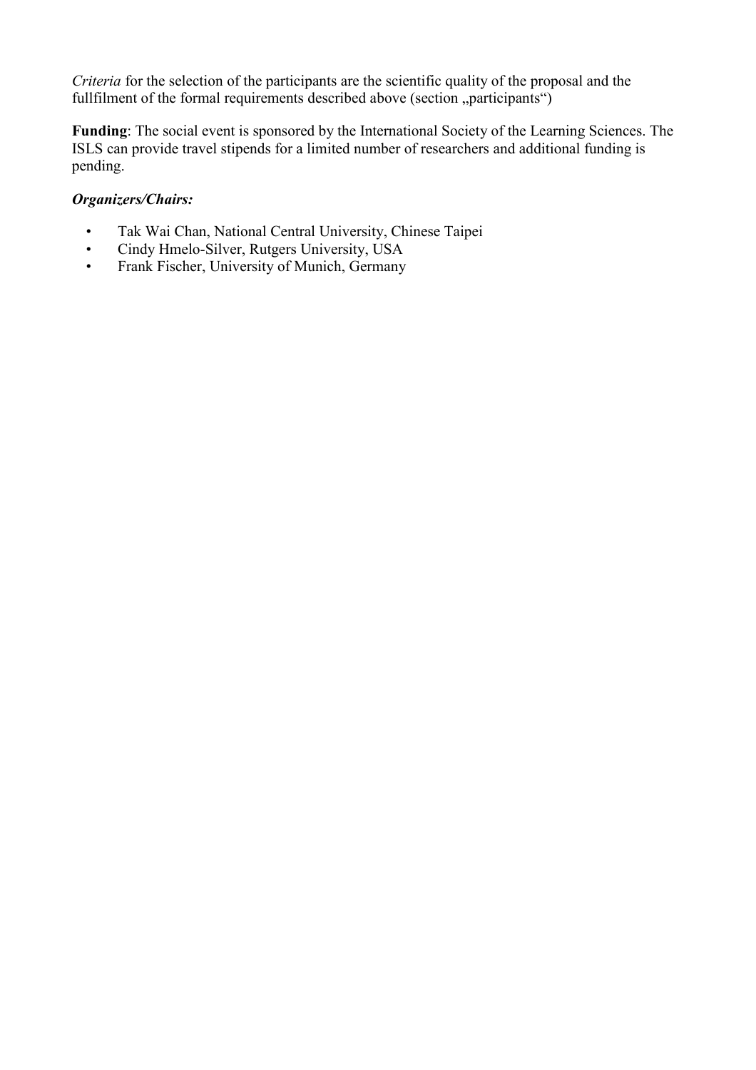*Criteria* for the selection of the participants are the scientific quality of the proposal and the fullfilment of the formal requirements described above (section „participants")

**Funding**: The social event is sponsored by the International Society of the Learning Sciences. The ISLS can provide travel stipends for a limited number of researchers and additional funding is pending.

***Organizers/Chairs:***

- Tak Wai Chan, National Central University, Chinese Taipei
- Cindy Hmelo-Silver, Rutgers University, USA
- Frank Fischer, University of Munich, Germany